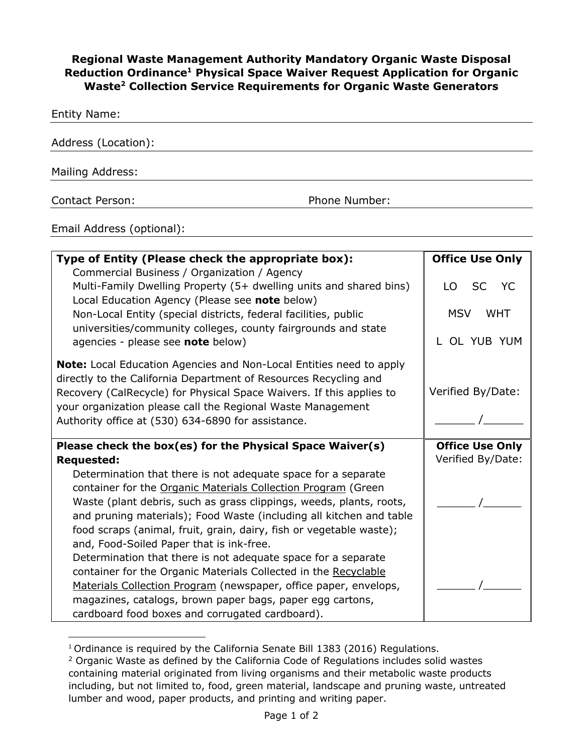**Regional Waste Management Authority Mandatory Organic Waste Disposal Reduction Ordinance[1] Physical Space Waiver Request Application for Organic Waste[2] Collection Service Requirements for Organic Waste Generators**

Entity Name:

Address (Location):

Mailing Address:

Contact Person: Phone Number:

Email Address (optional):

| **Type of Entity (Please check the appropriate box):** | **Office Use Only** |
|---|---|
| Commercial Business / Organization / Agency<br>Multi-Family Dwelling Property (5+ dwelling units and shared bins)<br>Local Education Agency (Please see **note** below)<br>Non-Local Entity (special districts, federal facilities, public universities/community colleges, county fairgrounds and state agencies - please see **note** below)<br><br>**Note:** Local Education Agencies and Non-Local Entities need to apply directly to the California Department of Resources Recycling and Recovery (CalRecycle) for Physical Space Waivers. If this applies to your organization please call the Regional Waste Management Authority office at (530) 634-6890 for assistance. | LO SC YC<br><br>MSV WHT<br><br>L OL YUB YUM<br><br>Verified By/Date:<br><br>______ /______ |
| **Please check the box(es) for the Physical Space Waiver(s) Requested:** | **Office Use Only**<br>Verified By/Date: |
| Determination that there is not adequate space for a separate container for the Organic Materials Collection Program (Green Waste (plant debris, such as grass clippings, weeds, plants, roots, and pruning materials); Food Waste (including all kitchen and table food scraps (animal, fruit, grain, dairy, fish or vegetable waste); and, Food-Soiled Paper that is ink-free. | ______ /______ |
| Determination that there is not adequate space for a separate container for the Organic Materials Collected in the Recyclable Materials Collection Program (newspaper, office paper, envelops, magazines, catalogs, brown paper bags, paper egg cartons, cardboard food boxes and corrugated cardboard). | ______ /______ |

[1] Ordinance is required by the California Senate Bill 1383 (2016) Regulations.

[2] Organic Waste as defined by the California Code of Regulations includes solid wastes containing material originated from living organisms and their metabolic waste products including, but not limited to, food, green material, landscape and pruning waste, untreated lumber and wood, paper products, and printing and writing paper.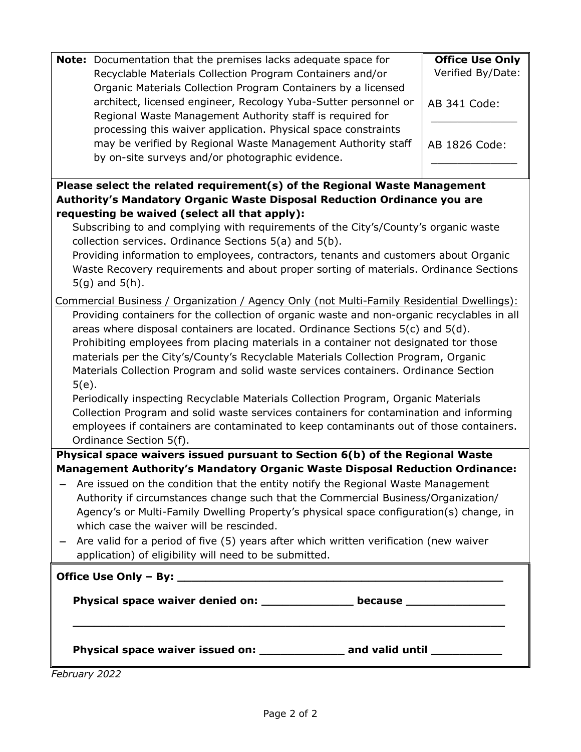| | |
|---|---|
| **Note:** Documentation that the premises lacks adequate space for Recyclable Materials Collection Program Containers and/or Organic Materials Collection Program Containers by a licensed architect, licensed engineer, Recology Yuba-Sutter personnel or Regional Waste Management Authority staff is required for processing this waiver application. Physical space constraints may be verified by Regional Waste Management Authority staff by on-site surveys and/or photographic evidence. | **Office Use Only** Verified By/Date: <br><br> AB 341 Code: ____________ <br><br> AB 1826 Code: ____________ |

**Please select the related requirement(s) of the Regional Waste Management Authority's Mandatory Organic Waste Disposal Reduction Ordinance you are requesting be waived (select all that apply):**

- Subscribing to and complying with requirements of the City's/County's organic waste collection services. Ordinance Sections 5(a) and 5(b).
- Providing information to employees, contractors, tenants and customers about Organic Waste Recovery requirements and about proper sorting of materials. Ordinance Sections 5(g) and 5(h).

<u>Commercial Business / Organization / Agency Only (not Multi-Family Residential Dwellings):</u>

- Providing containers for the collection of organic waste and non-organic recyclables in all areas where disposal containers are located. Ordinance Sections 5(c) and 5(d).
- Prohibiting employees from placing materials in a container not designated tor those materials per the City's/County's Recyclable Materials Collection Program, Organic Materials Collection Program and solid waste services containers. Ordinance Section 5(e).
- Periodically inspecting Recyclable Materials Collection Program, Organic Materials Collection Program and solid waste services containers for contamination and informing employees if containers are contaminated to keep contaminants out of those containers. Ordinance Section 5(f).

**Physical space waivers issued pursuant to Section 6(b) of the Regional Waste Management Authority's Mandatory Organic Waste Disposal Reduction Ordinance:**

- Are issued on the condition that the entity notify the Regional Waste Management Authority if circumstances change such that the Commercial Business/Organization/ Agency's or Multi-Family Dwelling Property's physical space configuration(s) change, in which case the waiver will be rescinded.
- Are valid for a period of five (5) years after which written verification (new waiver application) of eligibility will need to be submitted.

**Office Use Only – By: ______________________________________________**

**Physical space waiver denied on: _____________ because ______________**

**_____________________________________________________________**

**Physical space waiver issued on: ____________ and valid until __________**

*February 2022*